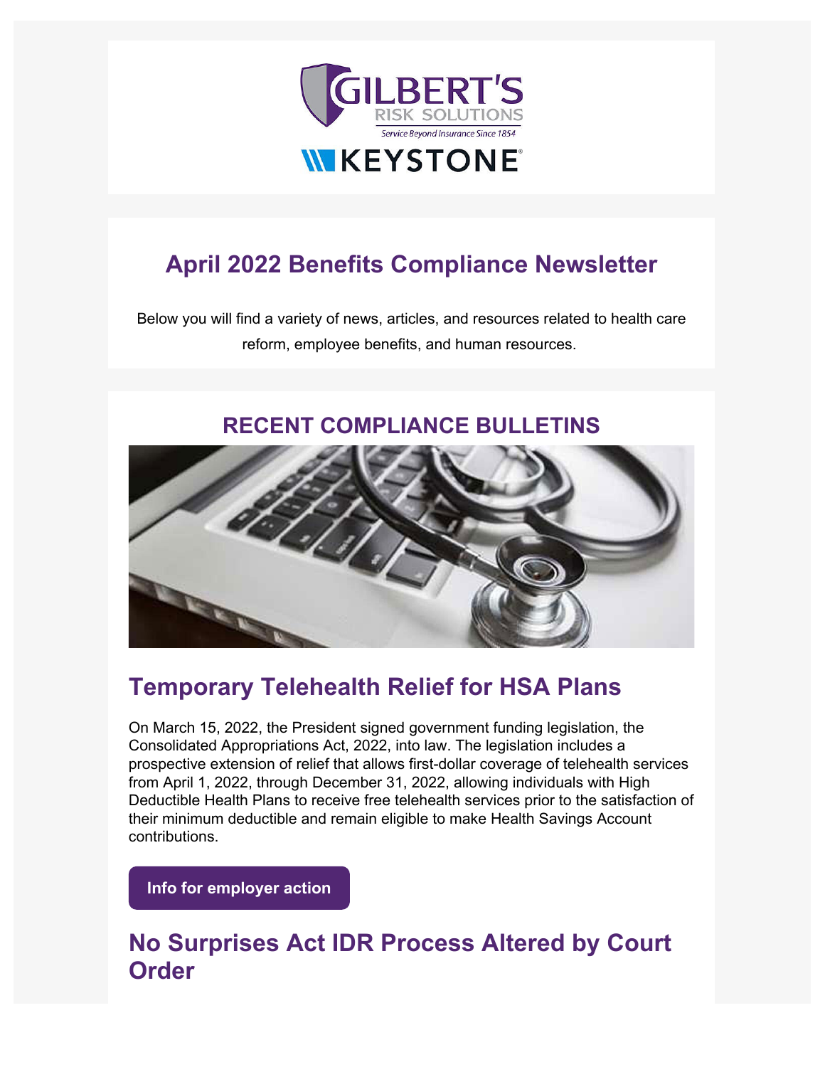GILBERT'S
RISK SOLUTIONS
*Service Beyond Insurance Since 1854*

KEYSTONE®

# April 2022 Benefits Compliance Newsletter

Below you will find a variety of news, articles, and resources related to health care reform, employee benefits, and human resources.

## RECENT COMPLIANCE BULLETINS

## Temporary Telehealth Relief for HSA Plans

On March 15, 2022, the President signed government funding legislation, the Consolidated Appropriations Act, 2022, into law. The legislation includes a prospective extension of relief that allows first-dollar coverage of telehealth services from April 1, 2022, through December 31, 2022, allowing individuals with High Deductible Health Plans to receive free telehealth services prior to the satisfaction of their minimum deductible and remain eligible to make Health Savings Account contributions.

**Info for employer action**

## No Surprises Act IDR Process Altered by Court Order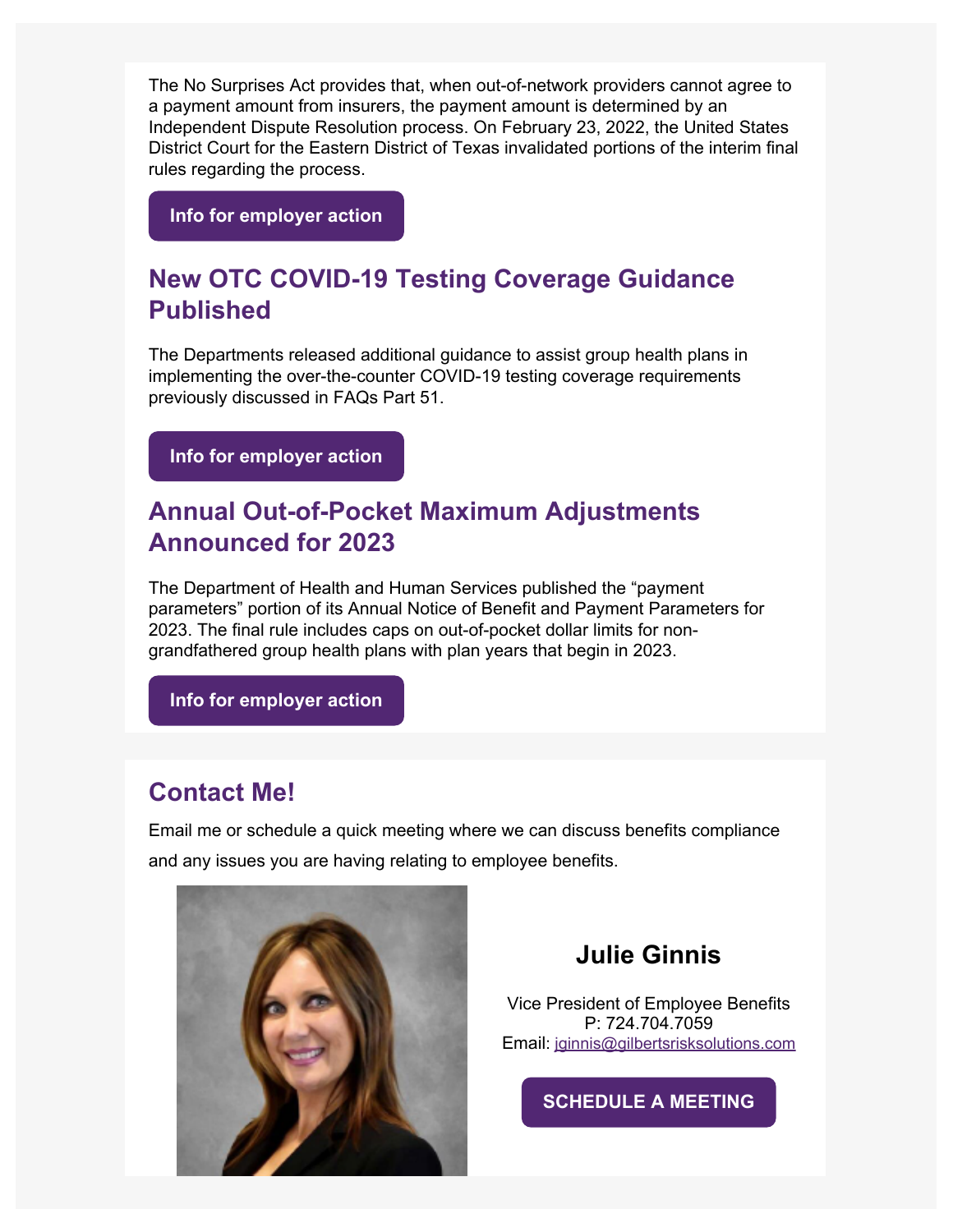The No Surprises Act provides that, when out-of-network providers cannot agree to a payment amount from insurers, the payment amount is determined by an Independent Dispute Resolution process. On February 23, 2022, the United States District Court for the Eastern District of Texas invalidated portions of the interim final rules regarding the process.

**Info for employer action**

## New OTC COVID-19 Testing Coverage Guidance Published

The Departments released additional guidance to assist group health plans in implementing the over-the-counter COVID-19 testing coverage requirements previously discussed in FAQs Part 51.

**Info for employer action**

## Annual Out-of-Pocket Maximum Adjustments Announced for 2023

The Department of Health and Human Services published the "payment parameters" portion of its Annual Notice of Benefit and Payment Parameters for 2023. The final rule includes caps on out-of-pocket dollar limits for non-grandfathered group health plans with plan years that begin in 2023.

**Info for employer action**

## Contact Me!

Email me or schedule a quick meeting where we can discuss benefits compliance and any issues you are having relating to employee benefits.

### Julie Ginnis

Vice President of Employee Benefits
P: 724.704.7059
Email: jginnis@gilbertsrisksolutions.com

**SCHEDULE A MEETING**